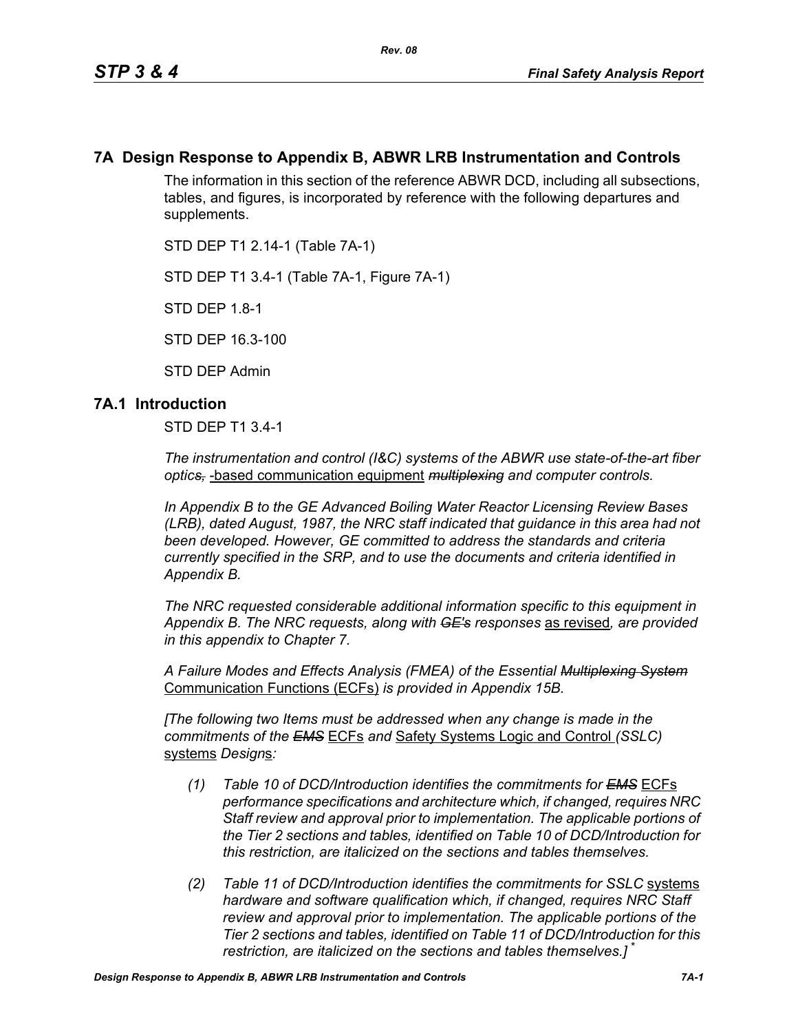# 7A Design Response to Appendix B, ABWR LRB Instrumentation and Controls

The information in this section of the reference ABWR DCD, including all subsections, tables, and figures, is incorporated by reference with the following departures and supplements.

STD DEP T1 2.14-1 (Table 7A-1)

STD DEP T1 3.4-1 (Table 7A-1, Figure 7A-1)

STD DEP 1.8-1

STD DEP 16.3-100

STD DEP Admin

## 7A.1 Introduction

STD DEP T1 3.4-1

*The instrumentation and control (I&C) systems of the ABWR use state-of-the-art fiber optic~~s,~~* -based communication equipment *~~multiplexing~~ and computer controls.*

*In Appendix B to the GE Advanced Boiling Water Reactor Licensing Review Bases (LRB), dated August, 1987, the NRC staff indicated that guidance in this area had not been developed. However, GE committed to address the standards and criteria currently specified in the SRP, and to use the documents and criteria identified in Appendix B.*

*The NRC requested considerable additional information specific to this equipment in Appendix B. The NRC requests, along with ~~GE's~~ responses* as revised*, are provided in this appendix to Chapter 7.*

*A Failure Modes and Effects Analysis (FMEA) of the Essential ~~Multiplexing System~~* Communication Functions (ECFs) *is provided in Appendix 15B.*

*[The following two Items must be addressed when any change is made in the commitments of the ~~EMS~~* ECFs *and* Safety Systems Logic and Control *(SSLC)* systems *Design*s*:*

*(1) Table 10 of DCD/Introduction identifies the commitments for ~~EMS~~* ECFs *performance specifications and architecture which, if changed, requires NRC Staff review and approval prior to implementation. The applicable portions of the Tier 2 sections and tables, identified on Table 10 of DCD/Introduction for this restriction, are italicized on the sections and tables themselves.*

*(2) Table 11 of DCD/Introduction identifies the commitments for SSLC* systems *hardware and software qualification which, if changed, requires NRC Staff review and approval prior to implementation. The applicable portions of the Tier 2 sections and tables, identified on Table 11 of DCD/Introduction for this restriction, are italicized on the sections and tables themselves.]* *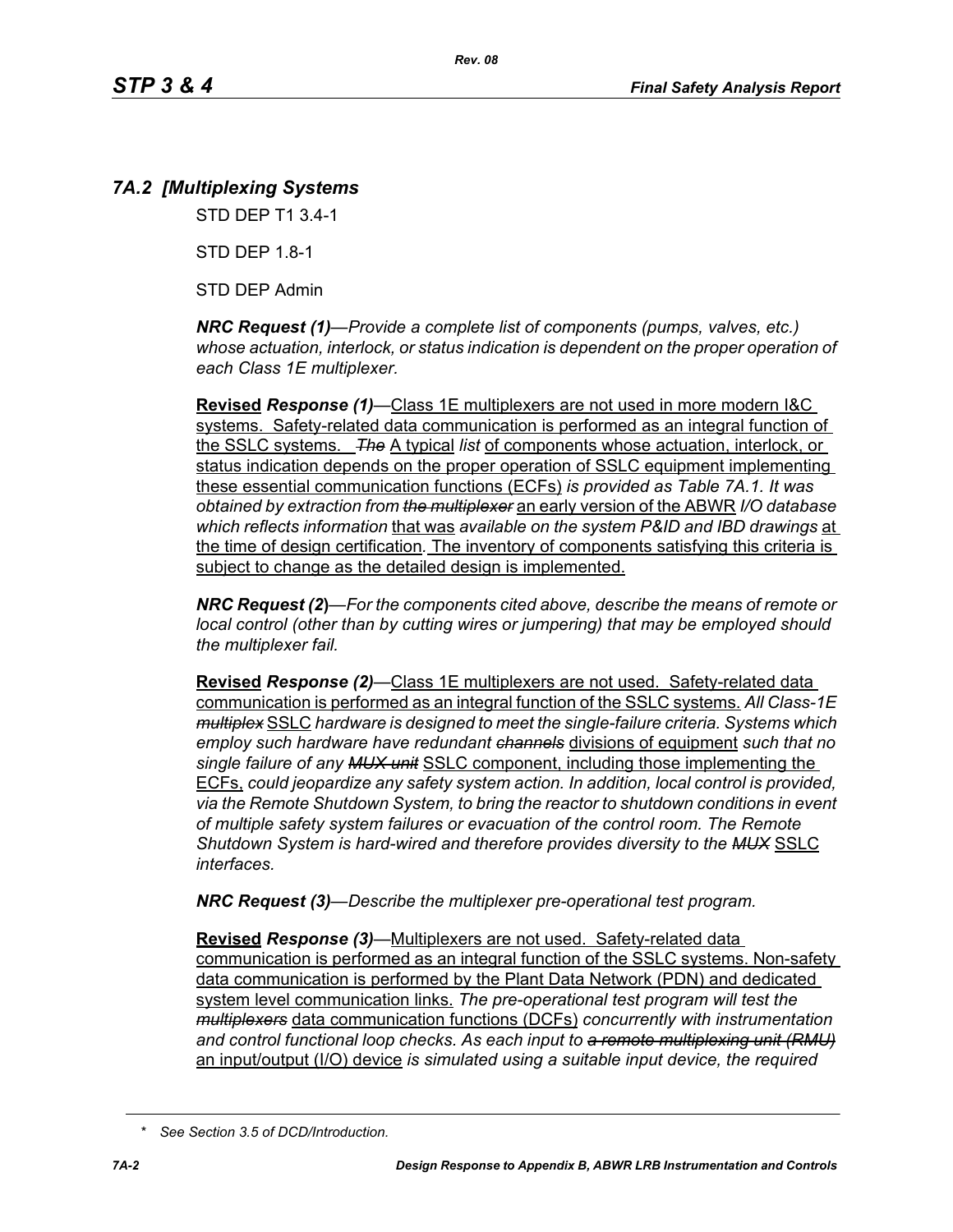## 7A.2 [Multiplexing Systems

STD DEP T1 3.4-1

STD DEP 1.8-1

STD DEP Admin

***NRC Request (1)***—*Provide a complete list of components (pumps, valves, etc.) whose actuation, interlock, or status indication is dependent on the proper operation of each Class 1E multiplexer.*

**Revised** ***Response (1)***—Class 1E multiplexers are not used in more modern I&C systems. Safety-related data communication is performed as an integral function of the SSLC systems. ~~*The*~~ A typical *list* of components whose actuation, interlock, or status indication depends on the proper operation of SSLC equipment implementing these essential communication functions (ECFs) *is provided as Table 7A.1. It was obtained by extraction from* ~~*the multiplexer*~~ an early version of the ABWR *I/O database which reflects information* that was *available on the system P&ID and IBD drawings* at the time of design certification. The inventory of components satisfying this criteria is subject to change as the detailed design is implemented.

***NRC Request (2)***—*For the components cited above, describe the means of remote or local control (other than by cutting wires or jumpering) that may be employed should the multiplexer fail.*

**Revised** ***Response (2)***—Class 1E multiplexers are not used. Safety-related data communication is performed as an integral function of the SSLC systems. *All Class-1E* ~~*multiplex*~~ SSLC *hardware is designed to meet the single-failure criteria. Systems which employ such hardware have redundant* ~~*channels*~~ divisions of equipment *such that no single failure of any* ~~*MUX unit*~~ SSLC component, including those implementing the ECFs, *could jeopardize any safety system action. In addition, local control is provided, via the Remote Shutdown System, to bring the reactor to shutdown conditions in event of multiple safety system failures or evacuation of the control room. The Remote Shutdown System is hard-wired and therefore provides diversity to the* ~~*MUX*~~ SSLC *interfaces.*

***NRC Request (3)***—*Describe the multiplexer pre-operational test program.*

**Revised** ***Response (3)***—Multiplexers are not used. Safety-related data communication is performed as an integral function of the SSLC systems. Non-safety data communication is performed by the Plant Data Network (PDN) and dedicated system level communication links. *The pre-operational test program will test the* ~~*multiplexers*~~ data communication functions (DCFs) *concurrently with instrumentation and control functional loop checks. As each input to* ~~*a remote multiplexing unit (RMU)*~~ an input/output (I/O) device *is simulated using a suitable input device, the required*

\* *See Section 3.5 of DCD/Introduction.*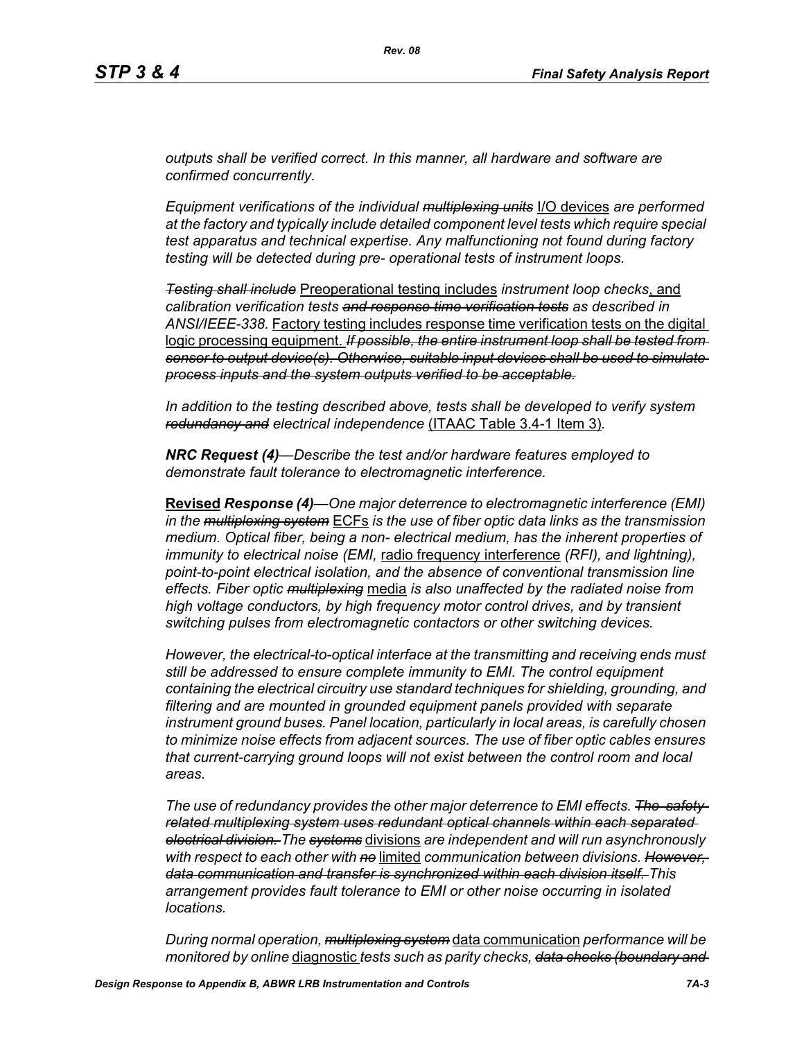*outputs shall be verified correct. In this manner, all hardware and software are confirmed concurrently.*

*Equipment verifications of the individual ~~multiplexing units~~* I/O devices *are performed at the factory and typically include detailed component level tests which require special test apparatus and technical expertise. Any malfunctioning not found during factory testing will be detected during pre- operational tests of instrument loops.*

*~~Testing shall include~~* Preoperational testing includes *instrument loop checks*, and *calibration verification tests ~~and response time verification tests~~ as described in ANSI/IEEE-338.* Factory testing includes response time verification tests on the digital logic processing equipment. *~~If possible, the entire instrument loop shall be tested from sensor to output device(s). Otherwise, suitable input devices shall be used to simulate process inputs and the system outputs verified to be acceptable.~~*

*In addition to the testing described above, tests shall be developed to verify system ~~redundancy and~~ electrical independence* (ITAAC Table 3.4-1 Item 3)*.*

***NRC Request (4)****—Describe the test and/or hardware features employed to demonstrate fault tolerance to electromagnetic interference.*

**Revised** ***Response (4)****—One major deterrence to electromagnetic interference (EMI) in the ~~multiplexing system~~* ECFs *is the use of fiber optic data links as the transmission medium. Optical fiber, being a non- electrical medium, has the inherent properties of immunity to electrical noise (EMI,* radio frequency interference *(RFI), and lightning), point-to-point electrical isolation, and the absence of conventional transmission line effects. Fiber optic ~~multiplexing~~* media *is also unaffected by the radiated noise from high voltage conductors, by high frequency motor control drives, and by transient switching pulses from electromagnetic contactors or other switching devices.*

*However, the electrical-to-optical interface at the transmitting and receiving ends must still be addressed to ensure complete immunity to EMI. The control equipment containing the electrical circuitry use standard techniques for shielding, grounding, and filtering and are mounted in grounded equipment panels provided with separate instrument ground buses. Panel location, particularly in local areas, is carefully chosen to minimize noise effects from adjacent sources. The use of fiber optic cables ensures that current-carrying ground loops will not exist between the control room and local areas.*

*The use of redundancy provides the other major deterrence to EMI effects. ~~The safety-related multiplexing system uses redundant optical channels within each separated electrical division.~~ The ~~systems~~* divisions *are independent and will run asynchronously with respect to each other with ~~no~~* limited *communication between divisions. ~~However, data communication and transfer is synchronized within each division itself.~~ This arrangement provides fault tolerance to EMI or other noise occurring in isolated locations.*

*During normal operation, ~~multiplexing system~~* data communication *performance will be monitored by online* diagnostic *tests such as parity checks, ~~data checks (boundary and~~*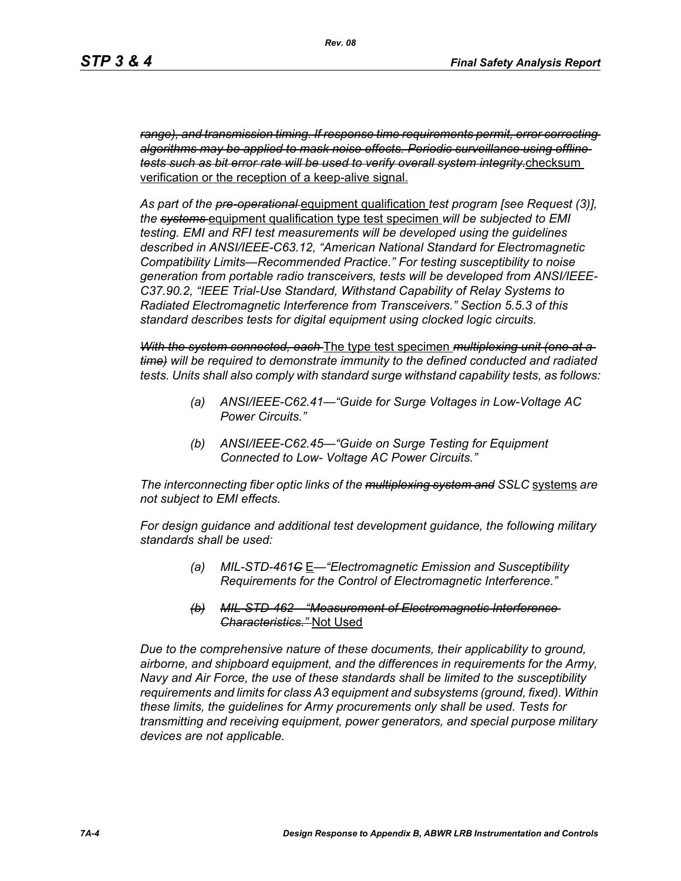~~*range), and transmission timing. If response time requirements permit, error correcting algorithms may be applied to mask noise effects. Periodic surveillance using offline tests such as bit error rate will be used to verify overall system integrity.*~~<u>checksum verification or the reception of a keep-alive signal.</u>

*As part of the ~~pre-operational~~* <u>equipment qualification</u> *test program [see Request (3)], the ~~systems~~* <u>equipment qualification type test specimen</u> *will be subjected to EMI testing. EMI and RFI test measurements will be developed using the guidelines described in ANSI/IEEE-C63.12, "American National Standard for Electromagnetic Compatibility Limits—Recommended Practice." For testing susceptibility to noise generation from portable radio transceivers, tests will be developed from ANSI/IEEE-C37.90.2, "IEEE Trial-Use Standard, Withstand Capability of Relay Systems to Radiated Electromagnetic Interference from Transceivers." Section 5.5.3 of this standard describes tests for digital equipment using clocked logic circuits.*

~~*With the system connected, each*~~ <u>The type test specimen</u> ~~*multiplexing unit (one at a time)*~~ *will be required to demonstrate immunity to the defined conducted and radiated tests. Units shall also comply with standard surge withstand capability tests, as follows:*

*(a) ANSI/IEEE-C62.41—"Guide for Surge Voltages in Low-Voltage AC Power Circuits."*

*(b) ANSI/IEEE-C62.45—"Guide on Surge Testing for Equipment Connected to Low- Voltage AC Power Circuits."*

*The interconnecting fiber optic links of the ~~multiplexing system and~~ SSLC* <u>systems</u> *are not subject to EMI effects.*

*For design guidance and additional test development guidance, the following military standards shall be used:*

*(a) MIL-STD-461~~C~~* <u>E</u>*—"Electromagnetic Emission and Susceptibility Requirements for the Control of Electromagnetic Interference."*

~~*(b) MIL-STD-462—"Measurement of Electromagnetic Interference Characteristics."*~~ <u>Not Used</u>

*Due to the comprehensive nature of these documents, their applicability to ground, airborne, and shipboard equipment, and the differences in requirements for the Army, Navy and Air Force, the use of these standards shall be limited to the susceptibility requirements and limits for class A3 equipment and subsystems (ground, fixed). Within these limits, the guidelines for Army procurements only shall be used. Tests for transmitting and receiving equipment, power generators, and special purpose military devices are not applicable.*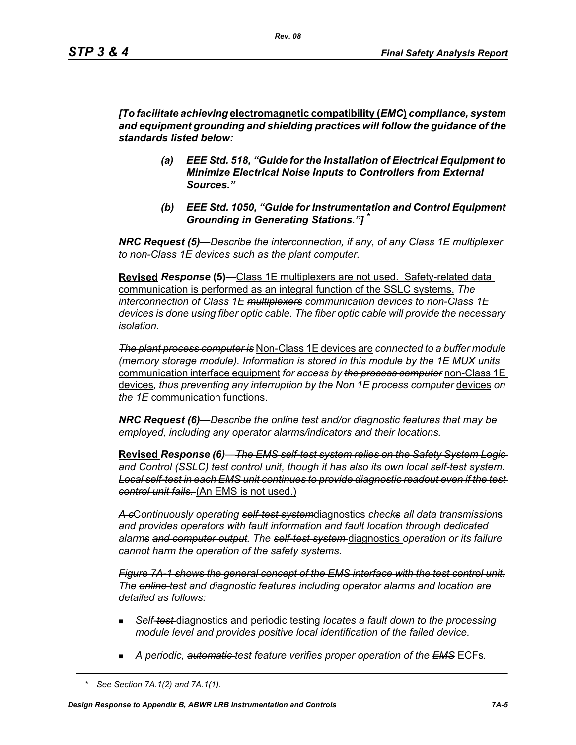*[To facilitate achieving* electromagnetic compatibility (*EMC*) *compliance, system and equipment grounding and shielding practices will follow the guidance of the standards listed below:*

> *(a) EEE Std. 518, "Guide for the Installation of Electrical Equipment to Minimize Electrical Noise Inputs to Controllers from External Sources."*
>
> *(b) EEE Std. 1050, "Guide for Instrumentation and Control Equipment Grounding in Generating Stations."]* *

***NRC Request (5)****—Describe the interconnection, if any, of any Class 1E multiplexer to non-Class 1E devices such as the plant computer.*

**Revised** ***Response*** **(5)**—Class 1E multiplexers are not used. Safety-related data communication is performed as an integral function of the SSLC systems. *The interconnection of Class 1E ~~multiplexors~~ communication devices to non-Class 1E devices is done using fiber optic cable. The fiber optic cable will provide the necessary isolation.*

*~~The plant process computer is~~* Non-Class 1E devices are *connected to a buffer module (memory storage module). Information is stored in this module by ~~the~~ 1E ~~MUX units~~* communication interface equipment *for access by ~~the process computer~~* non-Class 1E devices*, thus preventing any interruption by ~~the~~ Non 1E ~~process computer~~* devices *on the 1E* communication functions.

***NRC Request (6)****—Describe the online test and/or diagnostic features that may be employed, including any operator alarms/indicators and their locations.*

**Revised** ***Response (6)****~~—The EMS self-test system relies on the Safety System Logic and Control (SSLC) test control unit, though it has also its own local self-test system. Local self-test in each EMS unit continues to provide diagnostic readout even if the test control unit fails.~~* (An EMS is not used.)

*~~A c~~*C*ontinuously operating ~~self-test system~~*diagnostics *check~~s~~ all data transmission*s *and provide~~s~~ operators with fault information and fault location through ~~dedicated~~ alarms ~~and computer output~~. The ~~self-test system~~* diagnostics *operation or its failure cannot harm the operation of the safety systems.*

*~~Figure 7A-1 shows the general concept of the EMS interface with the test control unit.~~ The ~~online~~ test and diagnostic features including operator alarms and location are detailed as follows:*

- *Self-~~test~~* diagnostics and periodic testing *locates a fault down to the processing module level and provides positive local identification of the failed device.*
- *A periodic, ~~automatic~~ test feature verifies proper operation of the ~~EMS~~* ECFs*.*

---

\* *See Section 7A.1(2) and 7A.1(1).*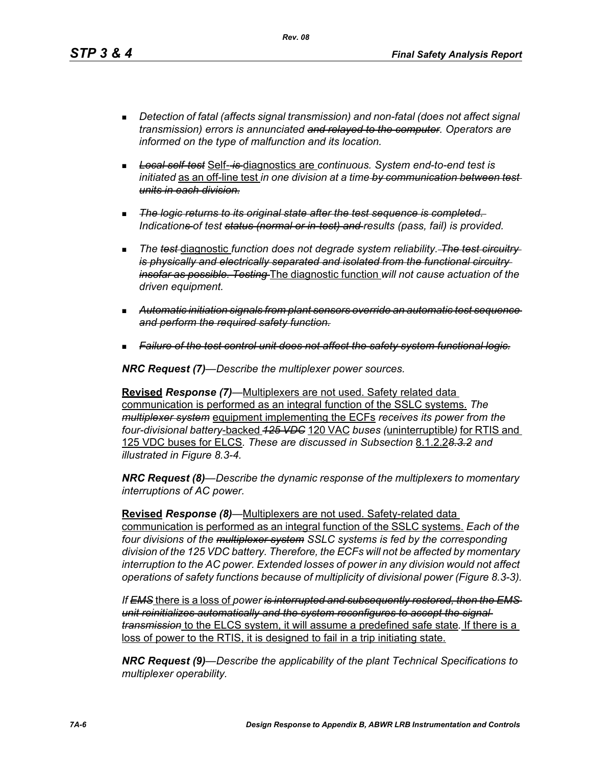- *Detection of fatal (affects signal transmission) and non-fatal (does not affect signal transmission) errors is annunciated ~~and relayed to the computer~~. Operators are informed on the type of malfunction and its location.*

- ~~*Local self-test*~~ Self- ~~*is*~~ diagnostics are *continuous. System end-to-end test is initiated* as an off-line test *in one division at a time* ~~*by communication between test units in each division.*~~

- ~~*The logic returns to its original state after the test sequence is completed.*~~ *Indication~~s~~ of test ~~status (normal or in-test) and~~ results (pass, fail) is provided.*

- *The ~~test~~* diagnostic *function does not degrade system reliability.* ~~*The test circuitry is physically and electrically separated and isolated from the functional circuitry insofar as possible. Testing*~~ The diagnostic function *will not cause actuation of the driven equipment.*

- ~~*Automatic initiation signals from plant sensors override an automatic test sequence and perform the required safety function.*~~

- ~~*Failure of the test control unit does not affect the safety system functional logic.*~~

***NRC Request (7)****—Describe the multiplexer power sources.*

**Revised** ***Response (7)***—Multiplexers are not used. Safety related data communication is performed as an integral function of the SSLC systems. *The ~~multiplexer system~~* equipment implementing the ECFs *receives its power from the four-divisional battery*-backed ~~*125 VDC*~~ 120 VAC *buses (*uninterruptible*)* for RTIS and 125 VDC buses for ELCS*. These are discussed in Subsection* 8.1.2.2~~*8.3.2*~~ *and illustrated in Figure 8.3-4.*

***NRC Request (8)****—Describe the dynamic response of the multiplexers to momentary interruptions of AC power.*

**Revised** ***Response (8)***—Multiplexers are not used. Safety-related data communication is performed as an integral function of the SSLC systems. *Each of the four divisions of the ~~multiplexer system~~ SSLC systems is fed by the corresponding division of the 125 VDC battery. Therefore, the ECFs will not be affected by momentary interruption to the AC power. Extended losses of power in any division would not affect operations of safety functions because of multiplicity of divisional power (Figure 8.3-3).*

*If ~~EMS~~* there is a loss of *power ~~is interrupted and subsequently restored, then the EMS unit reinitializes automatically and the system reconfigures to accept the signal transmission~~* to the ELCS system, it will assume a predefined safe state*.* If there is a loss of power to the RTIS, it is designed to fail in a trip initiating state.

***NRC Request (9)****—Describe the applicability of the plant Technical Specifications to multiplexer operability.*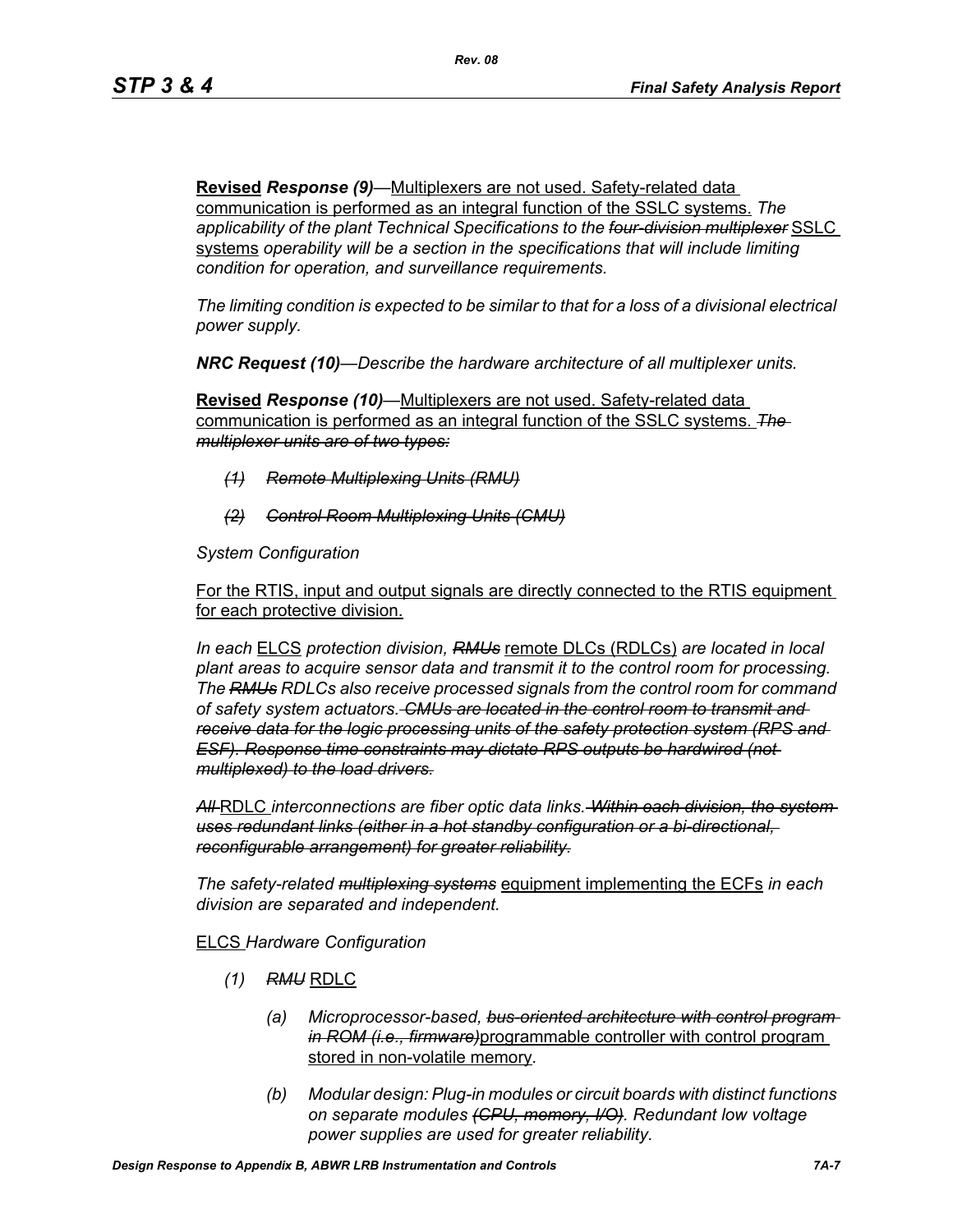**Revised** ***Response (9)***—Multiplexers are not used. Safety-related data communication is performed as an integral function of the SSLC systems. *The applicability of the plant Technical Specifications to the ~~four-division multiplexer~~* SSLC systems *operability will be a section in the specifications that will include limiting condition for operation, and surveillance requirements.*

*The limiting condition is expected to be similar to that for a loss of a divisional electrical power supply.*

***NRC Request (10)****—Describe the hardware architecture of all multiplexer units.*

**Revised** ***Response (10)***—Multiplexers are not used. Safety-related data communication is performed as an integral function of the SSLC systems. ~~*The multiplexer units are of two types:*~~

- ~~*(1) Remote Multiplexing Units (RMU)*~~
- ~~*(2) Control Room Multiplexing Units (CMU)*~~

*System Configuration*

For the RTIS, input and output signals are directly connected to the RTIS equipment for each protective division.

*In each* ELCS *protection division, ~~RMUs~~* remote DLCs (RDLCs) *are located in local plant areas to acquire sensor data and transmit it to the control room for processing. The ~~RMUs~~ RDLCs also receive processed signals from the control room for command of safety system actuators. ~~CMUs are located in the control room to transmit and receive data for the logic processing units of the safety protection system (RPS and ESF). Response time constraints may dictate RPS outputs be hardwired (not multiplexed) to the load drivers.~~*

*~~All~~* RDLC *interconnections are fiber optic data links. ~~Within each division, the system uses redundant links (either in a hot standby configuration or a bi-directional, reconfigurable arrangement) for greater reliability.~~*

*The safety-related ~~multiplexing systems~~* equipment implementing the ECFs *in each division are separated and independent.*

ELCS *Hardware Configuration*

*(1) ~~RMU~~* RDLC

- *(a) Microprocessor-based, ~~bus-oriented architecture with control program in ROM (i.e., firmware)~~*programmable controller with control program stored in non-volatile memory.
- *(b) Modular design: Plug-in modules or circuit boards with distinct functions on separate modules ~~(CPU, memory, I/O)~~. Redundant low voltage power supplies are used for greater reliability.*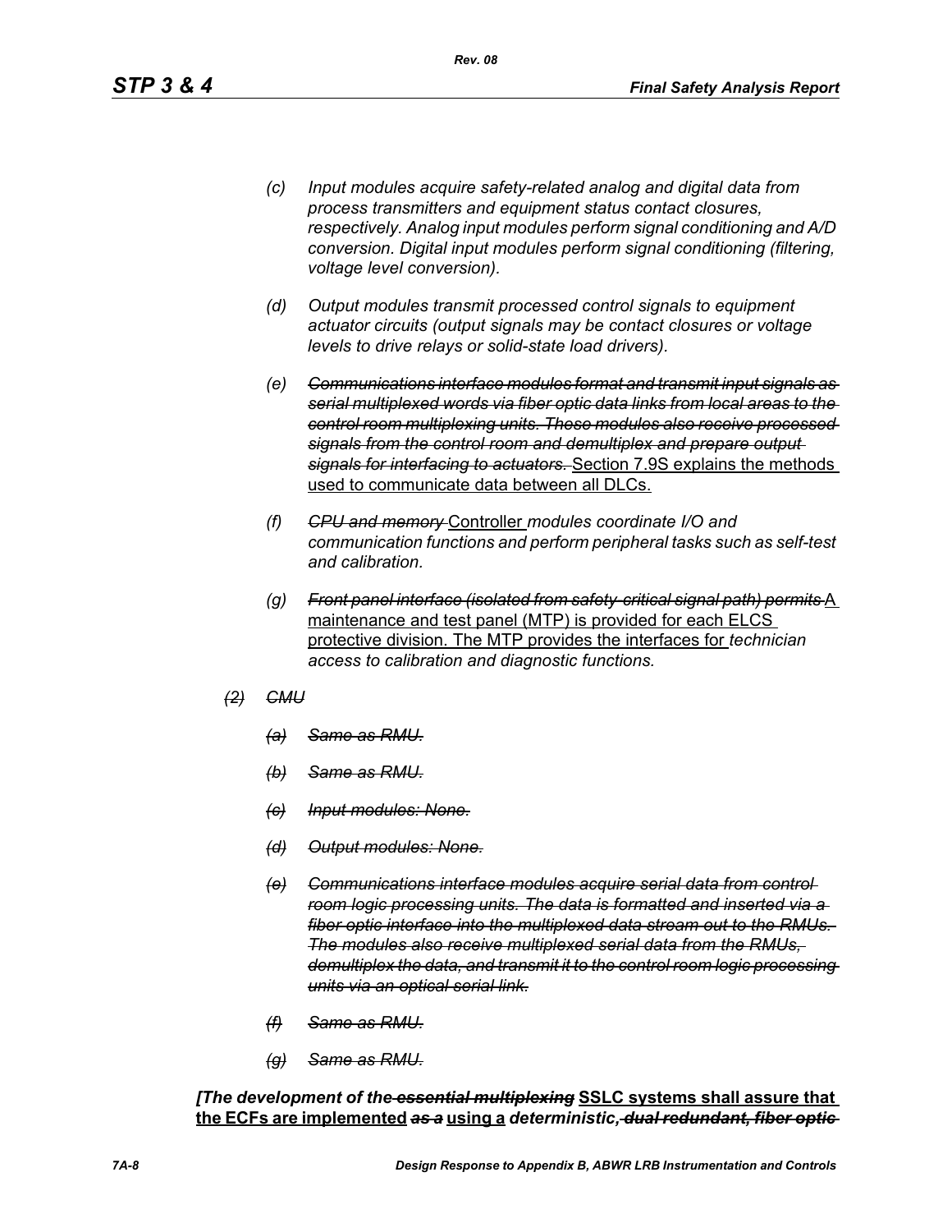*(c) Input modules acquire safety-related analog and digital data from process transmitters and equipment status contact closures, respectively. Analog input modules perform signal conditioning and A/D conversion. Digital input modules perform signal conditioning (filtering, voltage level conversion).*

*(d) Output modules transmit processed control signals to equipment actuator circuits (output signals may be contact closures or voltage levels to drive relays or solid-state load drivers).*

*(e) ~~Communications interface modules format and transmit input signals as serial multiplexed words via fiber optic data links from local areas to the control room multiplexing units. These modules also receive processed signals from the control room and demultiplex and prepare output signals for interfacing to actuators.~~* <u>Section 7.9S explains the methods used to communicate data between all DLCs.</u>

*(f) ~~CPU and memory~~* <u>Controller</u> *modules coordinate I/O and communication functions and perform peripheral tasks such as self-test and calibration.*

*(g) ~~Front panel interface (isolated from safety-critical signal path) permits~~* <u>A maintenance and test panel (MTP) is provided for each ELCS protective division. The MTP provides the interfaces for</u> *technician access to calibration and diagnostic functions.*

*~~(2) CMU~~*

*~~(a) Same as RMU.~~*

*~~(b) Same as RMU.~~*

*~~(c) Input modules: None.~~*

*~~(d) Output modules: None.~~*

*~~(e) Communications interface modules acquire serial data from control room logic processing units. The data is formatted and inserted via a fiber optic interface into the multiplexed data stream out to the RMUs. The modules also receive multiplexed serial data from the RMUs, demultiplex the data, and transmit it to the control room logic processing units via an optical serial link.~~*

*~~(f) Same as RMU.~~*

*~~(g) Same as RMU.~~*

***[The development of the ~~essential multiplexing~~*** <u>**SSLC systems shall assure that the ECFs are implemented**</u> ***~~as a~~*** <u>**using a**</u> ***deterministic, ~~dual redundant, fiber optic~~***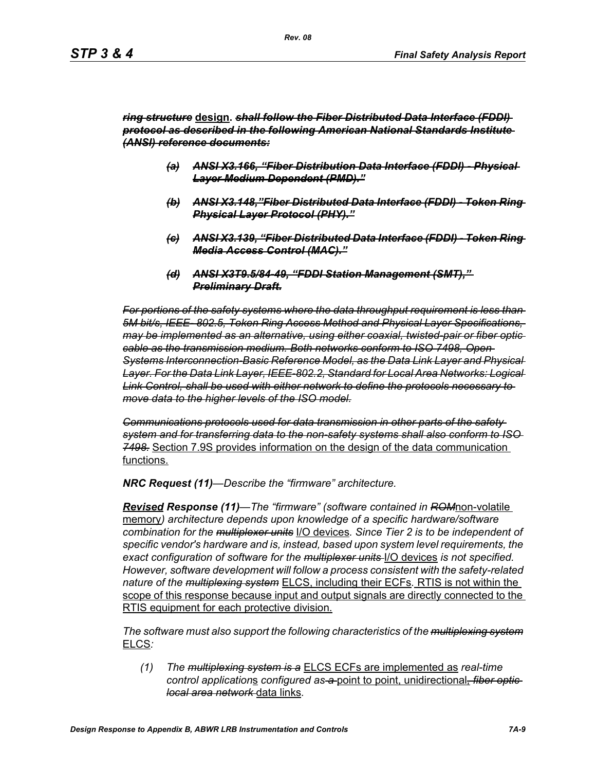***~~ring structure~~*** **design.** ***~~shall follow the Fiber Distributed Data Interface (FDDI) protocol as described in the following American National Standards Institute (ANSI) reference documents:~~***

> ***~~(a) ANSI X3.166, "Fiber Distribution Data Interface (FDDI) - Physical Layer Medium Dependent (PMD)."~~***
>
> ***~~(b) ANSI X3.148,"Fiber Distributed Data Interface (FDDI) - Token Ring Physical Layer Protocol (PHY)."~~***
>
> ***~~(c) ANSI X3.139, "Fiber Distributed Data Interface (FDDI) - Token Ring Media Access Control (MAC)."~~***
>
> ***~~(d) ANSI X3T9.5/84-49, "FDDI Station Management (SMT)," Preliminary Draft.~~***

*~~For portions of the safety systems where the data throughput requirement is less than 5M bit/s, IEEE- 802.5, Token Ring Access Method and Physical Layer Specifications, may be implemented as an alternative, using either coaxial, twisted-pair or fiber optic cable as the transmission medium. Both networks conform to ISO 7498, Open Systems Interconnection-Basic Reference Model, as the Data Link Layer and Physical Layer. For the Data Link Layer, IEEE-802.2, Standard for Local Area Networks: Logical Link Control, shall be used with either network to define the protocols necessary to move data to the higher levels of the ISO model.~~*

*~~Communications protocols used for data transmission in other parts of the safety system and for transferring data to the non-safety systems shall also conform to ISO 7498.~~* <u>Section 7.9S provides information on the design of the data communication functions.</u>

***NRC Request (11)****—Describe the "firmware" architecture.*

***<u>Revised</u> Response (11)****—The "firmware" (software contained in ~~ROM~~*<u>non-volatile memory</u>*) architecture depends upon knowledge of a specific hardware/software combination for the ~~multiplexer units~~* <u>I/O devices</u>*. Since Tier 2 is to be independent of specific vendor's hardware and is, instead, based upon system level requirements, the exact configuration of software for the ~~multiplexer units~~* <u>I/O devices</u> *is not specified. However, software development will follow a process consistent with the safety-related nature of the ~~multiplexing system~~* <u>ELCS, including their ECFs</u>*.* <u>RTIS is not within the scope of this response because input and output signals are directly connected to the RTIS equipment for each protective division.</u>

*The software must also support the following characteristics of the ~~multiplexing system~~* <u>ELCS</u>*:*

(1) *The ~~multiplexing system is a~~* <u>ELCS ECFs are implemented as</u> *real-time control application*<u>s</u> *configured as ~~a~~* <u>point to point, unidirectional</u>*~~, fiber optic local area network~~* <u>data links</u>*.*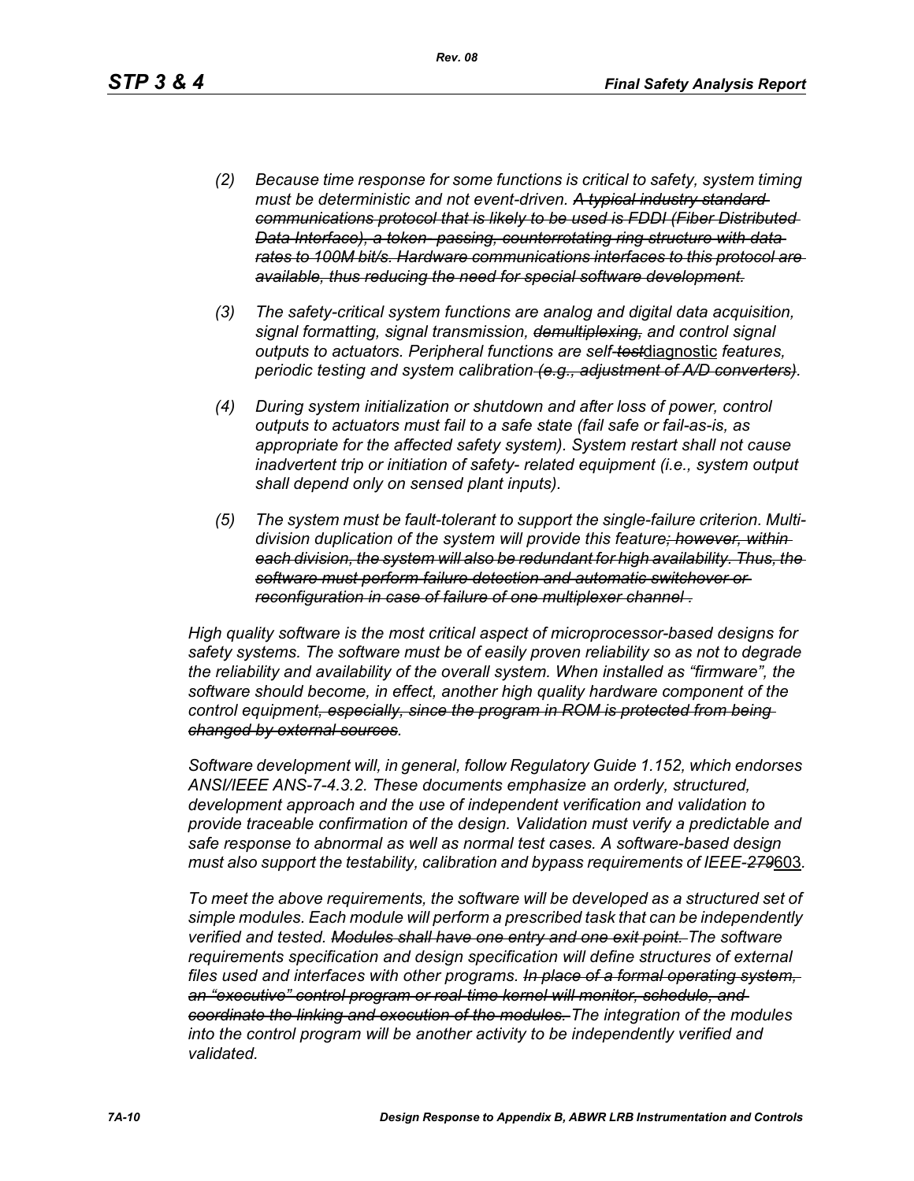*(2) Because time response for some functions is critical to safety, system timing must be deterministic and not event-driven. ~~A typical industry standard communications protocol that is likely to be used is FDDI (Fiber Distributed Data Interface), a token- passing, counterrotating ring structure with data rates to 100M bit/s. Hardware communications interfaces to this protocol are available, thus reducing the need for special software development.~~*

*(3) The safety-critical system functions are analog and digital data acquisition, signal formatting, signal transmission, ~~demultiplexing,~~ and control signal outputs to actuators. Peripheral functions are self-~~test~~*<u>diagnostic</u> *features, periodic testing and system calibration ~~(e.g., adjustment of A/D converters)~~.*

*(4) During system initialization or shutdown and after loss of power, control outputs to actuators must fail to a safe state (fail safe or fail-as-is, as appropriate for the affected safety system). System restart shall not cause inadvertent trip or initiation of safety- related equipment (i.e., system output shall depend only on sensed plant inputs).*

*(5) The system must be fault-tolerant to support the single-failure criterion. Multi-division duplication of the system will provide this feature~~; however, within each division, the system will also be redundant for high availability. Thus, the software must perform failure detection and automatic switchover or reconfiguration in case of failure of one multiplexer channel~~ .*

*High quality software is the most critical aspect of microprocessor-based designs for safety systems. The software must be of easily proven reliability so as not to degrade the reliability and availability of the overall system. When installed as "firmware", the software should become, in effect, another high quality hardware component of the control equipment~~, especially, since the program in ROM is protected from being changed by external sources~~.*

*Software development will, in general, follow Regulatory Guide 1.152, which endorses ANSI/IEEE ANS-7-4.3.2. These documents emphasize an orderly, structured, development approach and the use of independent verification and validation to provide traceable confirmation of the design. Validation must verify a predictable and safe response to abnormal as well as normal test cases. A software-based design must also support the testability, calibration and bypass requirements of IEEE-~~279~~*<u>603</u>*.*

*To meet the above requirements, the software will be developed as a structured set of simple modules. Each module will perform a prescribed task that can be independently verified and tested. ~~Modules shall have one entry and one exit point.~~ The software requirements specification and design specification will define structures of external files used and interfaces with other programs. ~~In place of a formal operating system, an "executive" control program or real-time kernel will monitor, schedule, and coordinate the linking and execution of the modules.~~ The integration of the modules into the control program will be another activity to be independently verified and validated.*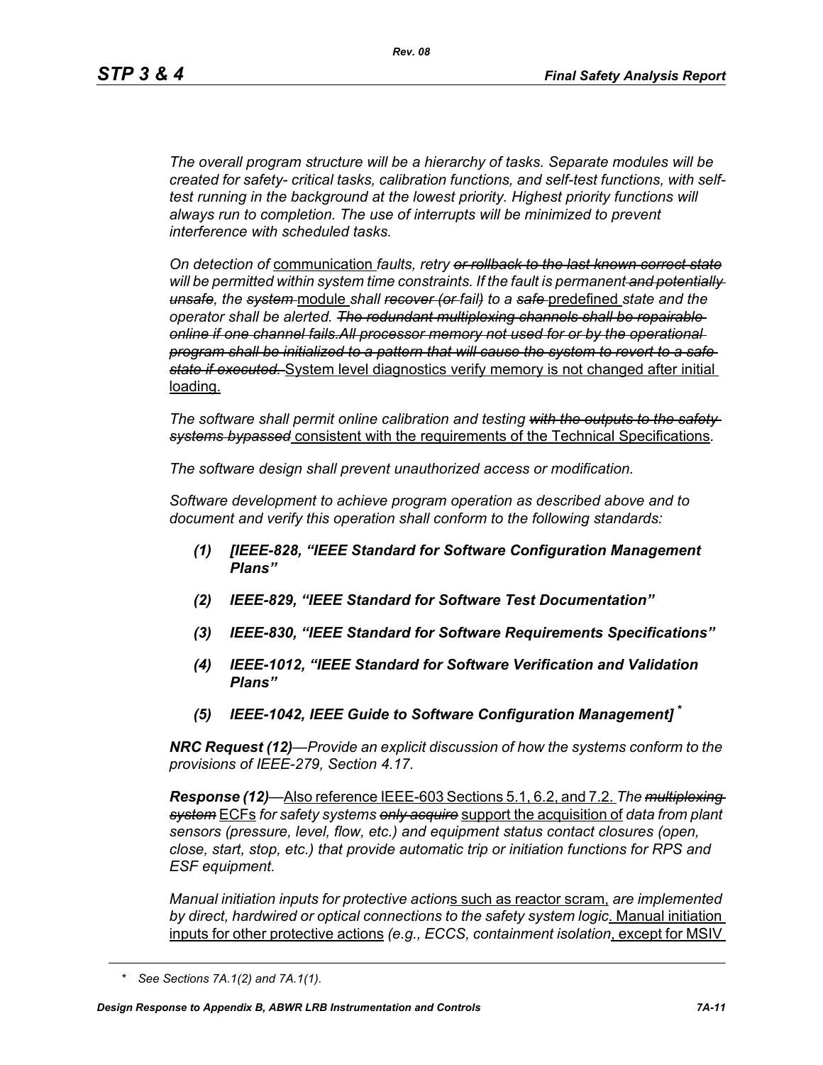*The overall program structure will be a hierarchy of tasks. Separate modules will be created for safety- critical tasks, calibration functions, and self-test functions, with self-test running in the background at the lowest priority. Highest priority functions will always run to completion. The use of interrupts will be minimized to prevent interference with scheduled tasks.*

*On detection of* <u>communication</u> *faults, retry* ~~*or rollback to the last known correct state*~~ *will be permitted within system time constraints. If the fault is permanent* ~~*and potentially unsafe*~~*, the* ~~*system*~~ <u>module</u> *shall* ~~*recover (or*~~ *fail*~~*)*~~ *to a* ~~*safe*~~ <u>predefined</u> *state and the operator shall be alerted.* ~~*The redundant multiplexing channels shall be repairable online if one channel fails.All processor memory not used for or by the operational program shall be initialized to a pattern that will cause the system to revert to a safe state if executed.*~~ <u>System level diagnostics verify memory is not changed after initial loading.</u>

*The software shall permit online calibration and testing* ~~*with the outputs to the safety systems bypassed*~~ <u>consistent with the requirements of the Technical Specifications</u>*.*

*The software design shall prevent unauthorized access or modification.*

*Software development to achieve program operation as described above and to document and verify this operation shall conform to the following standards:*

1. ***[IEEE-828, "IEEE Standard for Software Configuration Management Plans"***
2. ***IEEE-829, "IEEE Standard for Software Test Documentation"***
3. ***IEEE-830, "IEEE Standard for Software Requirements Specifications"***
4. ***IEEE-1012, "IEEE Standard for Software Verification and Validation Plans"***
5. ***IEEE-1042, IEEE Guide to Software Configuration Management]*** *

***NRC Request (12)****—Provide an explicit discussion of how the systems conform to the provisions of IEEE-279, Section 4.17.*

***Response (12)****—*<u>Also reference IEEE-603 Sections 5.1, 6.2, and 7.2.</u> *The* ~~*multiplexing system*~~ <u>ECFs</u> *for safety systems* ~~*only acquire*~~ <u>support the acquisition of</u> *data from plant sensors (pressure, level, flow, etc.) and equipment status contact closures (open, close, start, stop, etc.) that provide automatic trip or initiation functions for RPS and ESF equipment.*

*Manual initiation inputs for protective action*<u>s such as reactor scram,</u> *are implemented by direct, hardwired or optical connections to the safety system logic*<u>. Manual initiation inputs for other protective actions</u> *(e.g., ECCS, containment isolation*<u>, except for MSIV</u>

\* *See Sections 7A.1(2) and 7A.1(1).*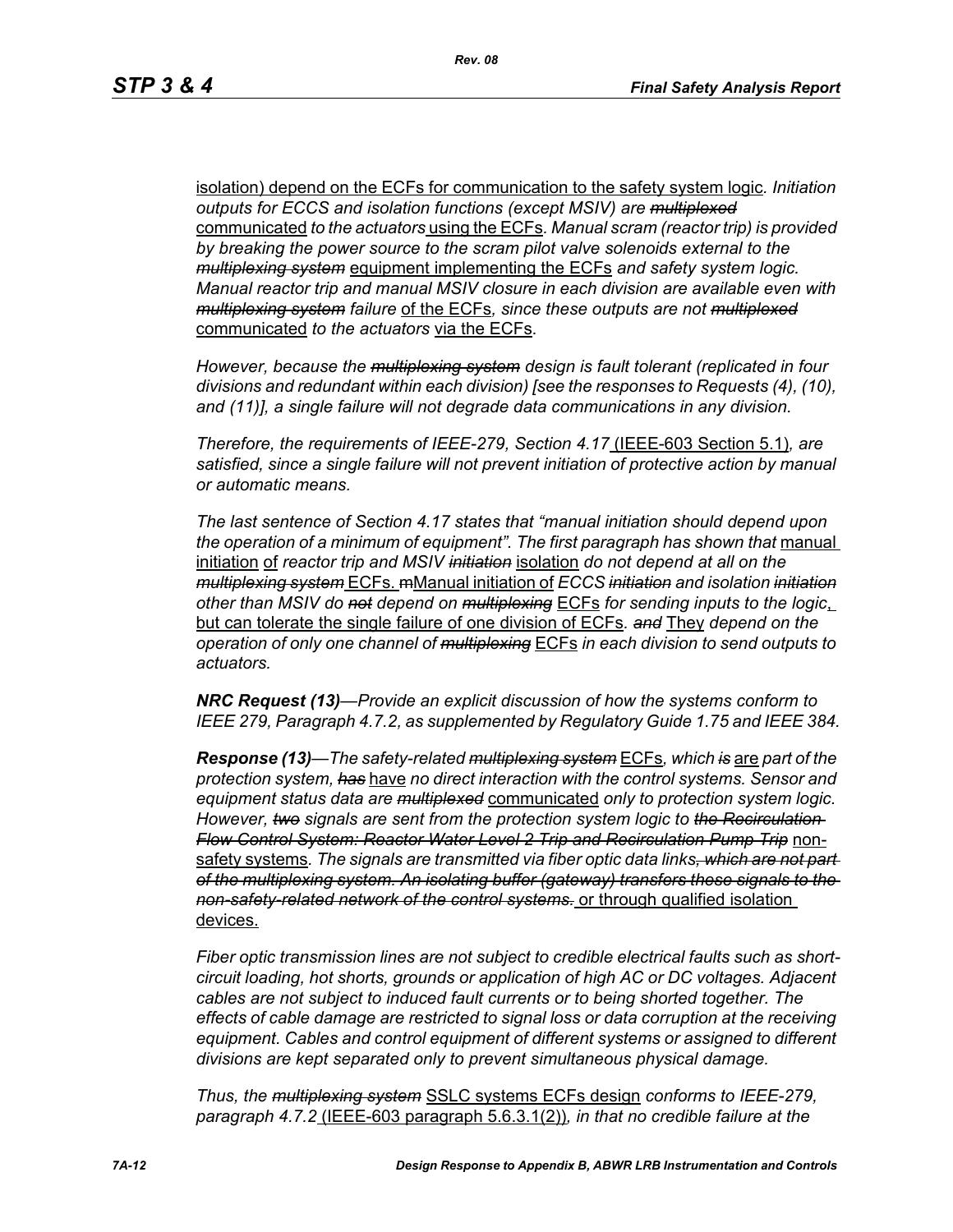isolation) depend on the ECFs for communication to the safety system logic. *Initiation outputs for ECCS and isolation functions (except MSIV) are ~~multiplexed~~* communicated *to the actuators* using the ECFs. *Manual scram (reactor trip) is provided by breaking the power source to the scram pilot valve solenoids external to the ~~multiplexing system~~* equipment implementing the ECFs *and safety system logic. Manual reactor trip and manual MSIV closure in each division are available even with ~~multiplexing system~~ failure* of the ECFs*, since these outputs are not ~~multiplexed~~* communicated *to the actuators* via the ECFs.

*However, because the ~~multiplexing system~~ design is fault tolerant (replicated in four divisions and redundant within each division) [see the responses to Requests (4), (10), and (11)], a single failure will not degrade data communications in any division.*

*Therefore, the requirements of IEEE-279, Section 4.17* (IEEE-603 Section 5.1)*, are satisfied, since a single failure will not prevent initiation of protective action by manual or automatic means.*

*The last sentence of Section 4.17 states that "manual initiation should depend upon the operation of a minimum of equipment". The first paragraph has shown that* manual initiation of *reactor trip and MSIV ~~initiation~~* isolation *do not depend at all on the ~~multiplexing system~~* ECFs. ~~m~~Manual initiation of *ECCS ~~initiation~~ and isolation ~~initiation~~ other than MSIV do ~~not~~ depend on ~~multiplexing~~* ECFs *for sending inputs to the logic*, but can tolerate the single failure of one division of ECFs*. ~~and~~* They *depend on the operation of only one channel of ~~multiplexing~~* ECFs *in each division to send outputs to actuators.*

***NRC Request (13)****—Provide an explicit discussion of how the systems conform to IEEE 279, Paragraph 4.7.2, as supplemented by Regulatory Guide 1.75 and IEEE 384.*

***Response (13)****—The safety-related ~~multiplexing system~~* ECFs*, which ~~is~~* are *part of the protection system, ~~has~~* have *no direct interaction with the control systems. Sensor and equipment status data are ~~multiplexed~~* communicated *only to protection system logic. However, ~~two~~ signals are sent from the protection system logic to ~~the Recirculation Flow Control System: Reactor Water Level 2 Trip and Recirculation Pump Trip~~* non-safety systems*. The signals are transmitted via fiber optic data links~~, which are not part of the multiplexing system. An isolating buffer (gateway) transfers these signals to the non-safety-related network of the control systems.~~* or through qualified isolation devices.

*Fiber optic transmission lines are not subject to credible electrical faults such as short-circuit loading, hot shorts, grounds or application of high AC or DC voltages. Adjacent cables are not subject to induced fault currents or to being shorted together. The effects of cable damage are restricted to signal loss or data corruption at the receiving equipment. Cables and control equipment of different systems or assigned to different divisions are kept separated only to prevent simultaneous physical damage.*

*Thus, the ~~multiplexing system~~* SSLC systems ECFs design *conforms to IEEE-279, paragraph 4.7.2* (IEEE-603 paragraph 5.6.3.1(2))*, in that no credible failure at the*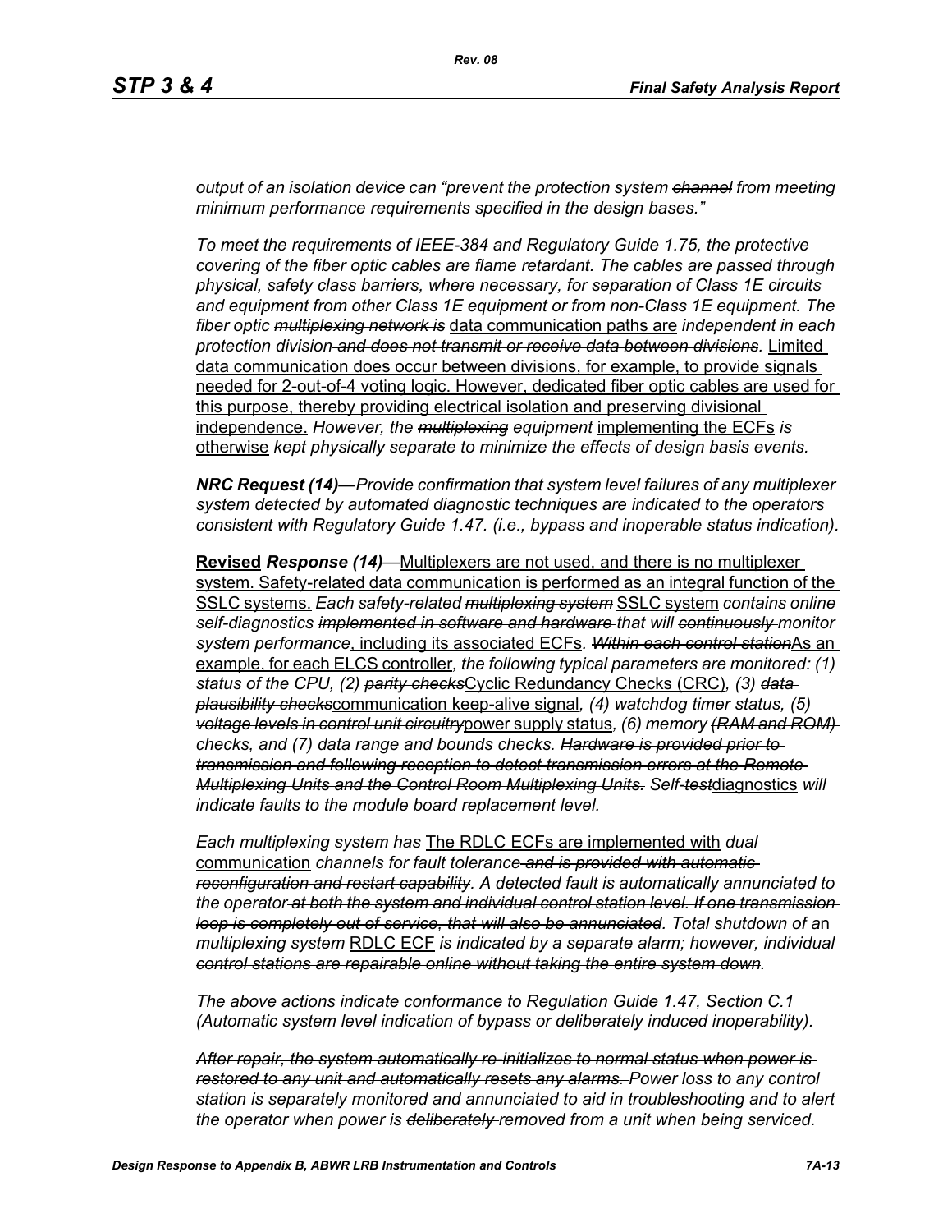*output of an isolation device can "prevent the protection system ~~channel~~ from meeting minimum performance requirements specified in the design bases."*

*To meet the requirements of IEEE-384 and Regulatory Guide 1.75, the protective covering of the fiber optic cables are flame retardant. The cables are passed through physical, safety class barriers, where necessary, for separation of Class 1E circuits and equipment from other Class 1E equipment or from non-Class 1E equipment. The fiber optic ~~multiplexing network is~~* data communication paths are *independent in each protection division ~~and does not transmit or receive data between divisions~~.* Limited data communication does occur between divisions, for example, to provide signals needed for 2-out-of-4 voting logic. However, dedicated fiber optic cables are used for this purpose, thereby providing electrical isolation and preserving divisional independence. *However, the ~~multiplexing~~ equipment* implementing the ECFs *is* otherwise *kept physically separate to minimize the effects of design basis events.*

***NRC Request (14)****—Provide confirmation that system level failures of any multiplexer system detected by automated diagnostic techniques are indicated to the operators consistent with Regulatory Guide 1.47. (i.e., bypass and inoperable status indication).*

**Revised** ***Response (14)****—*Multiplexers are not used, and there is no multiplexer system. Safety-related data communication is performed as an integral function of the SSLC systems. *Each safety-related ~~multiplexing system~~* SSLC system *contains online self-diagnostics ~~implemented in software and hardware~~ that will ~~continuously~~ monitor system performance*, including its associated ECFs*. ~~Within each control station~~*As an example, for each ELCS controller*, the following typical parameters are monitored: (1) status of the CPU, (2) ~~parity checks~~*Cyclic Redundancy Checks (CRC)*, (3) ~~data plausibility checks~~*communication keep-alive signal*, (4) watchdog timer status, (5) ~~voltage levels in control unit circuitry~~*power supply status*, (6) memory ~~(RAM and ROM)~~ checks, and (7) data range and bounds checks. ~~Hardware is provided prior to transmission and following reception to detect transmission errors at the Remote Multiplexing Units and the Control Room Multiplexing Units.~~ Self-~~test~~*diagnostics *will indicate faults to the module board replacement level.*

*~~Each multiplexing system has~~* The RDLC ECFs are implemented with *dual* communication *channels for fault tolerance ~~and is provided with automatic reconfiguration and restart capability~~. A detected fault is automatically annunciated to the operator ~~at both the system and individual control station level. If one transmission loop is completely out of service, that will also be annunciated~~. Total shutdown of a*n *~~multiplexing system~~* RDLC ECF *is indicated by a separate alarm~~; however, individual control stations are repairable online without taking the entire system down~~.*

*The above actions indicate conformance to Regulation Guide 1.47, Section C.1 (Automatic system level indication of bypass or deliberately induced inoperability).*

*~~After repair, the system automatically re-initializes to normal status when power is restored to any unit and automatically resets any alarms.~~ Power loss to any control station is separately monitored and annunciated to aid in troubleshooting and to alert the operator when power is ~~deliberately~~ removed from a unit when being serviced.*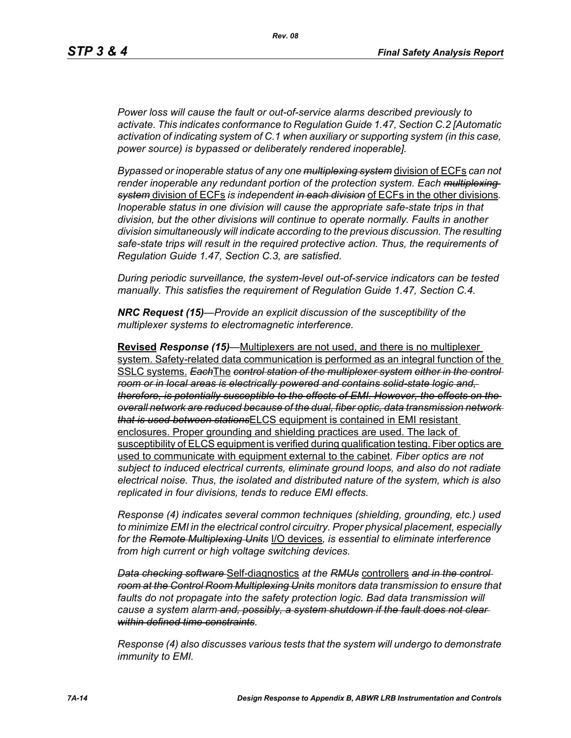*Power loss will cause the fault or out-of-service alarms described previously to activate. This indicates conformance to Regulation Guide 1.47, Section C.2 [Automatic activation of indicating system of C.1 when auxiliary or supporting system (in this case, power source) is bypassed or deliberately rendered inoperable].*

*Bypassed or inoperable status of any one* ~~*multiplexing system*~~ division of ECFs *can not render inoperable any redundant portion of the protection system. Each* ~~*multiplexing system*~~ division of ECFs *is independent* ~~*in each division*~~ of ECFs in the other divisions*. Inoperable status in one division will cause the appropriate safe-state trips in that division, but the other divisions will continue to operate normally. Faults in another division simultaneously will indicate according to the previous discussion. The resulting safe-state trips will result in the required protective action. Thus, the requirements of Regulation Guide 1.47, Section C.3, are satisfied.*

*During periodic surveillance, the system-level out-of-service indicators can be tested manually. This satisfies the requirement of Regulation Guide 1.47, Section C.4.*

***NRC Request (15)****—Provide an explicit discussion of the susceptibility of the multiplexer systems to electromagnetic interference.*

**Revised** ***Response (15)****—*Multiplexers are not used, and there is no multiplexer system. Safety-related data communication is performed as an integral function of the SSLC systems. ~~*Each*~~The ~~*control station of the multiplexer system either in the control room or in local areas is electrically powered and contains solid-state logic and, therefore, is potentially susceptible to the effects of EMI. However, the effects on the overall network are reduced because of the dual, fiber optic, data transmission network that is used between stations*~~ELCS equipment is contained in EMI resistant enclosures. Proper grounding and shielding practices are used. The lack of susceptibility of ELCS equipment is verified during qualification testing. Fiber optics are used to communicate with equipment external to the cabinet. *Fiber optics are not subject to induced electrical currents, eliminate ground loops, and also do not radiate electrical noise. Thus, the isolated and distributed nature of the system, which is also replicated in four divisions, tends to reduce EMI effects.*

*Response (4) indicates several common techniques (shielding, grounding, etc.) used to minimize EMI in the electrical control circuitry. Proper physical placement, especially for the* ~~*Remote Multiplexing Units*~~ I/O devices*, is essential to eliminate interference from high current or high voltage switching devices.*

~~*Data checking software*~~ Self-diagnostics *at the* ~~*RMUs*~~ controllers ~~*and in the control room at the Control Room Multiplexing Units*~~ *monitors data transmission to ensure that faults do not propagate into the safety protection logic. Bad data transmission will cause a system alarm* ~~*and, possibly, a system shutdown if the fault does not clear within defined time constraints*~~*.*

*Response (4) also discusses various tests that the system will undergo to demonstrate immunity to EMI.*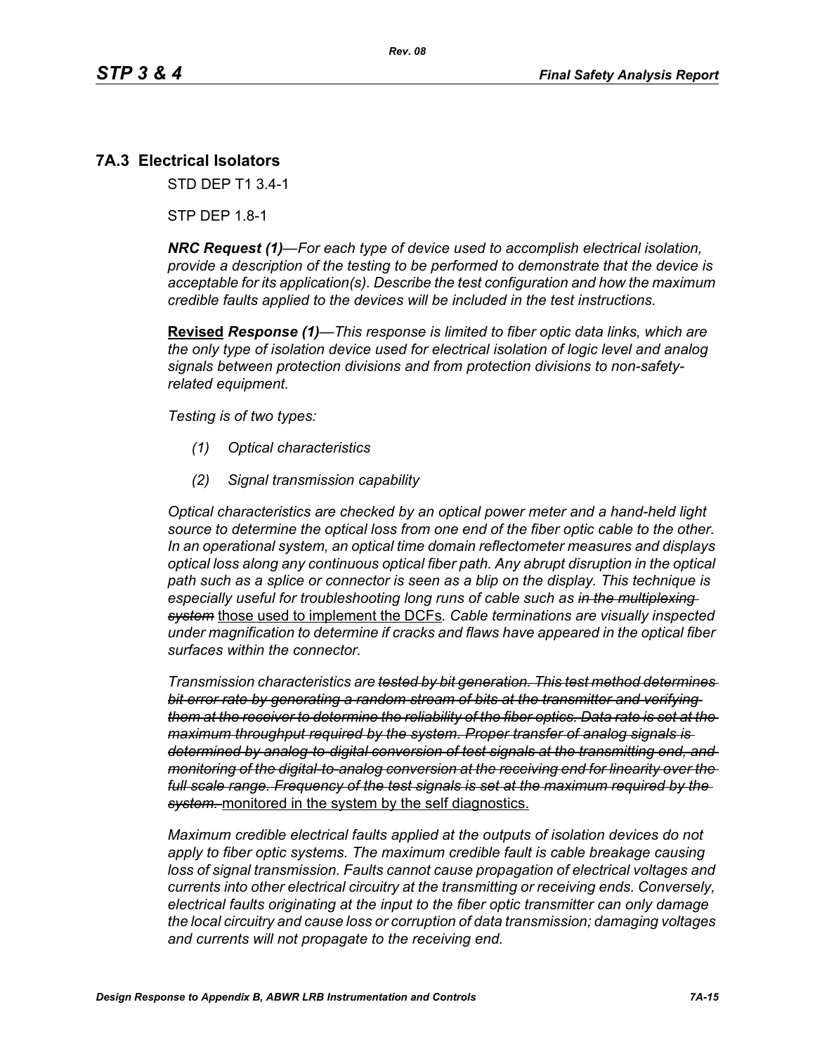## 7A.3 Electrical Isolators

STD DEP T1 3.4-1

STP DEP 1.8-1

***NRC Request (1)***—*For each type of device used to accomplish electrical isolation, provide a description of the testing to be performed to demonstrate that the device is acceptable for its application(s). Describe the test configuration and how the maximum credible faults applied to the devices will be included in the test instructions.*

<u>**Revised**</u> ***Response (1)***—*This response is limited to fiber optic data links, which are the only type of isolation device used for electrical isolation of logic level and analog signals between protection divisions and from protection divisions to non-safety-related equipment.*

*Testing is of two types:*

*(1) Optical characteristics*

*(2) Signal transmission capability*

*Optical characteristics are checked by an optical power meter and a hand-held light source to determine the optical loss from one end of the fiber optic cable to the other. In an operational system, an optical time domain reflectometer measures and displays optical loss along any continuous optical fiber path. Any abrupt disruption in the optical path such as a splice or connector is seen as a blip on the display. This technique is especially useful for troubleshooting long runs of cable such as ~~in the multiplexing system~~* <u>those used to implement the DCFs</u>*. Cable terminations are visually inspected under magnification to determine if cracks and flaws have appeared in the optical fiber surfaces within the connector.*

*Transmission characteristics are ~~tested by bit generation. This test method determines bit error rate by generating a random stream of bits at the transmitter and verifying them at the receiver to determine the reliability of the fiber optics. Data rate is set at the maximum throughput required by the system. Proper transfer of analog signals is determined by analog-to-digital conversion of test signals at the transmitting end, and monitoring of the digital-to-analog conversion at the receiving end for linearity over the full scale range. Frequency of the test signals is set at the maximum required by the system.~~* <u>monitored in the system by the self diagnostics.</u>

*Maximum credible electrical faults applied at the outputs of isolation devices do not apply to fiber optic systems. The maximum credible fault is cable breakage causing loss of signal transmission. Faults cannot cause propagation of electrical voltages and currents into other electrical circuitry at the transmitting or receiving ends. Conversely, electrical faults originating at the input to the fiber optic transmitter can only damage the local circuitry and cause loss or corruption of data transmission; damaging voltages and currents will not propagate to the receiving end.*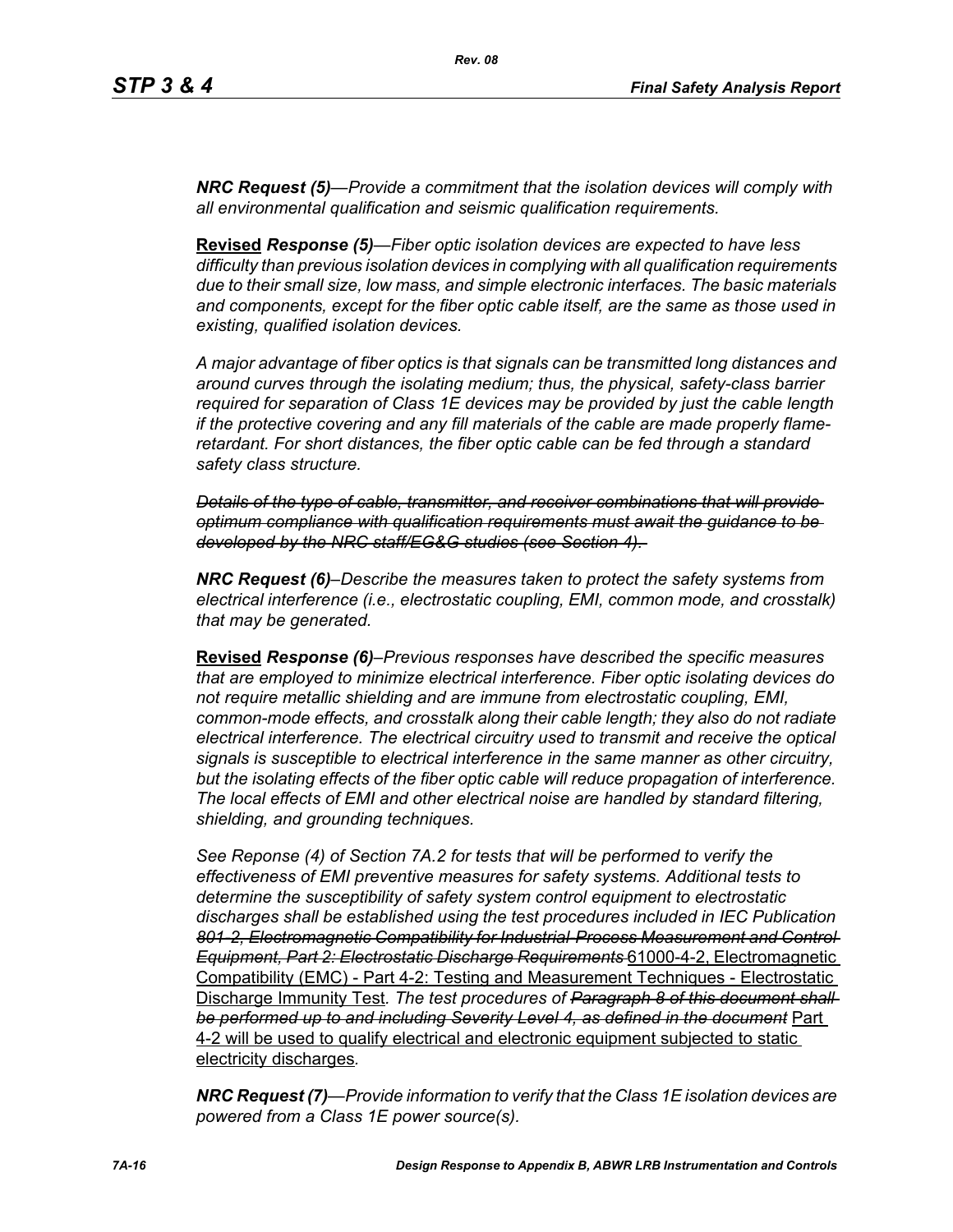***NRC Request (5)****—Provide a commitment that the isolation devices will comply with all environmental qualification and seismic qualification requirements.*

<u>**Revised**</u> ***Response (5)****—Fiber optic isolation devices are expected to have less difficulty than previous isolation devices in complying with all qualification requirements due to their small size, low mass, and simple electronic interfaces. The basic materials and components, except for the fiber optic cable itself, are the same as those used in existing, qualified isolation devices.*

*A major advantage of fiber optics is that signals can be transmitted long distances and around curves through the isolating medium; thus, the physical, safety-class barrier required for separation of Class 1E devices may be provided by just the cable length if the protective covering and any fill materials of the cable are made properly flame-retardant. For short distances, the fiber optic cable can be fed through a standard safety class structure.*

~~*Details of the type of cable, transmitter, and receiver combinations that will provide optimum compliance with qualification requirements must await the guidance to be developed by the NRC staff/EG&G studies (see Section 4).*~~

***NRC Request (6)****–Describe the measures taken to protect the safety systems from electrical interference (i.e., electrostatic coupling, EMI, common mode, and crosstalk) that may be generated.*

<u>**Revised**</u> ***Response (6)****–Previous responses have described the specific measures that are employed to minimize electrical interference. Fiber optic isolating devices do not require metallic shielding and are immune from electrostatic coupling, EMI, common-mode effects, and crosstalk along their cable length; they also do not radiate electrical interference. The electrical circuitry used to transmit and receive the optical signals is susceptible to electrical interference in the same manner as other circuitry, but the isolating effects of the fiber optic cable will reduce propagation of interference. The local effects of EMI and other electrical noise are handled by standard filtering, shielding, and grounding techniques.*

*See Reponse (4) of Section 7A.2 for tests that will be performed to verify the effectiveness of EMI preventive measures for safety systems. Additional tests to determine the susceptibility of safety system control equipment to electrostatic discharges shall be established using the test procedures included in IEC Publication* ~~*801-2, Electromagnetic Compatibility for Industrial-Process Measurement and Control Equipment, Part 2: Electrostatic Discharge Requirements*~~ <u>61000-4-2, Electromagnetic Compatibility (EMC) - Part 4-2: Testing and Measurement Techniques - Electrostatic Discharge Immunity Test</u>*. The test procedures of* ~~*Paragraph 8 of this document shall be performed up to and including Severity Level 4, as defined in the document*~~ <u>Part 4-2 will be used to qualify electrical and electronic equipment subjected to static electricity discharges</u>*.*

***NRC Request (7)****—Provide information to verify that the Class 1E isolation devices are powered from a Class 1E power source(s).*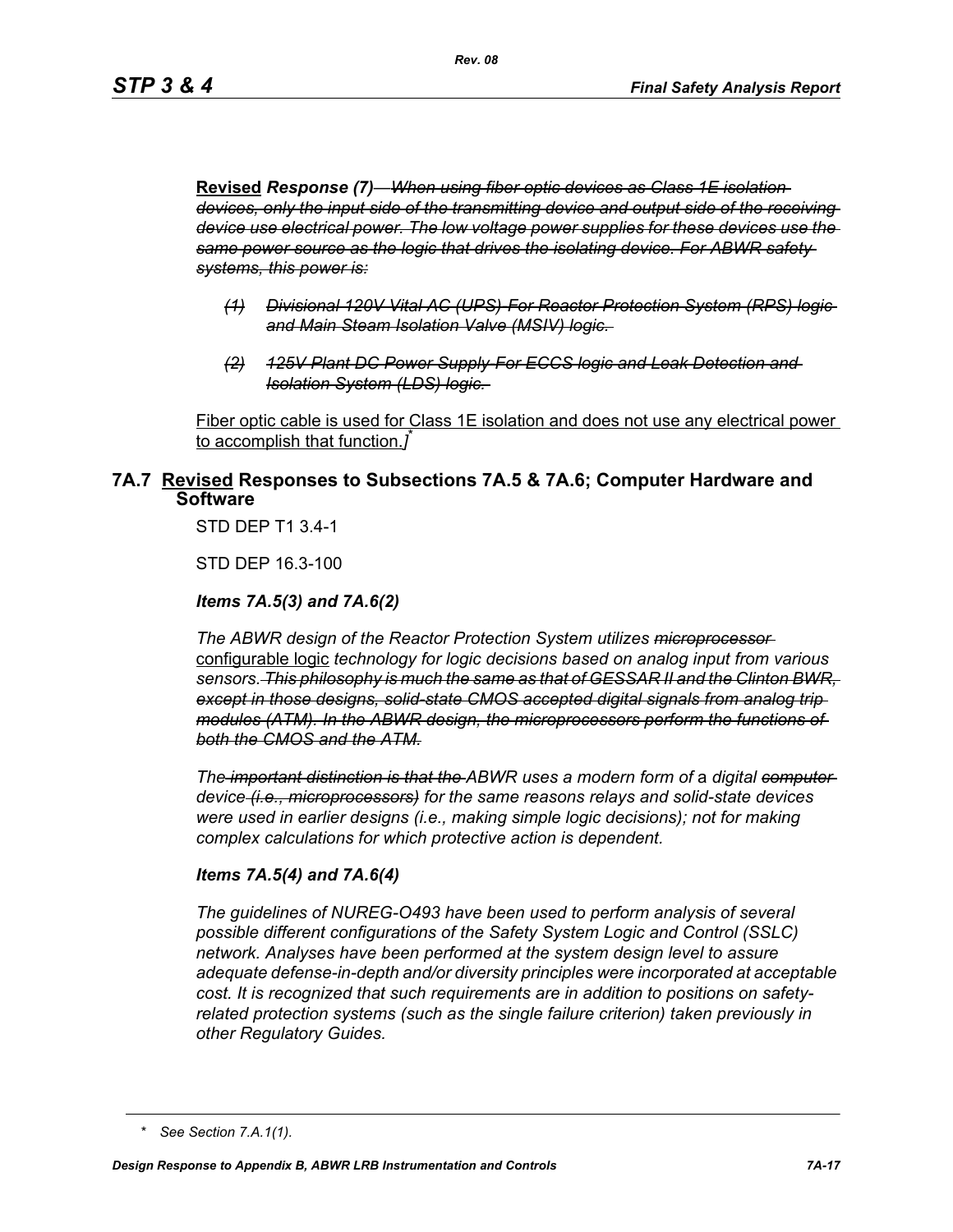**Revised** *Response (7)* ~~*When using fiber optic devices as Class 1E isolation devices, only the input side of the transmitting device and output side of the receiving device use electrical power. The low voltage power supplies for these devices use the same power source as the logic that drives the isolating device. For ABWR safety systems, this power is:*~~

- ~~*(1) Divisional 120V Vital AC (UPS) For Reactor Protection System (RPS) logic and Main Steam Isolation Valve (MSIV) logic.*~~
- ~~*(2) 125V Plant DC Power Supply For ECCS logic and Leak Detection and Isolation System (LDS) logic.*~~

Fiber optic cable is used for Class 1E isolation and does not use any electrical power to accomplish that function.*]**

## 7A.7 Revised Responses to Subsections 7A.5 & 7A.6; Computer Hardware and Software

STD DEP T1 3.4-1

STD DEP 16.3-100

### *Items 7A.5(3) and 7A.6(2)*

*The ABWR design of the Reactor Protection System utilizes* ~~*microprocessor*~~ configurable logic *technology for logic decisions based on analog input from various sensors.* ~~*This philosophy is much the same as that of GESSAR II and the Clinton BWR, except in those designs, solid-state CMOS accepted digital signals from analog trip modules (ATM). In the ABWR design, the microprocessors perform the functions of both the CMOS and the ATM.*~~

*The* ~~*important distinction is that the*~~ *ABWR uses a modern form of a digital* ~~*computer*~~ *device* ~~*(i.e., microprocessors)*~~ *for the same reasons relays and solid-state devices were used in earlier designs (i.e., making simple logic decisions); not for making complex calculations for which protective action is dependent.*

### *Items 7A.5(4) and 7A.6(4)*

*The guidelines of NUREG-O493 have been used to perform analysis of several possible different configurations of the Safety System Logic and Control (SSLC) network. Analyses have been performed at the system design level to assure adequate defense-in-depth and/or diversity principles were incorporated at acceptable cost. It is recognized that such requirements are in addition to positions on safety-related protection systems (such as the single failure criterion) taken previously in other Regulatory Guides.*

---

\* *See Section 7.A.1(1).*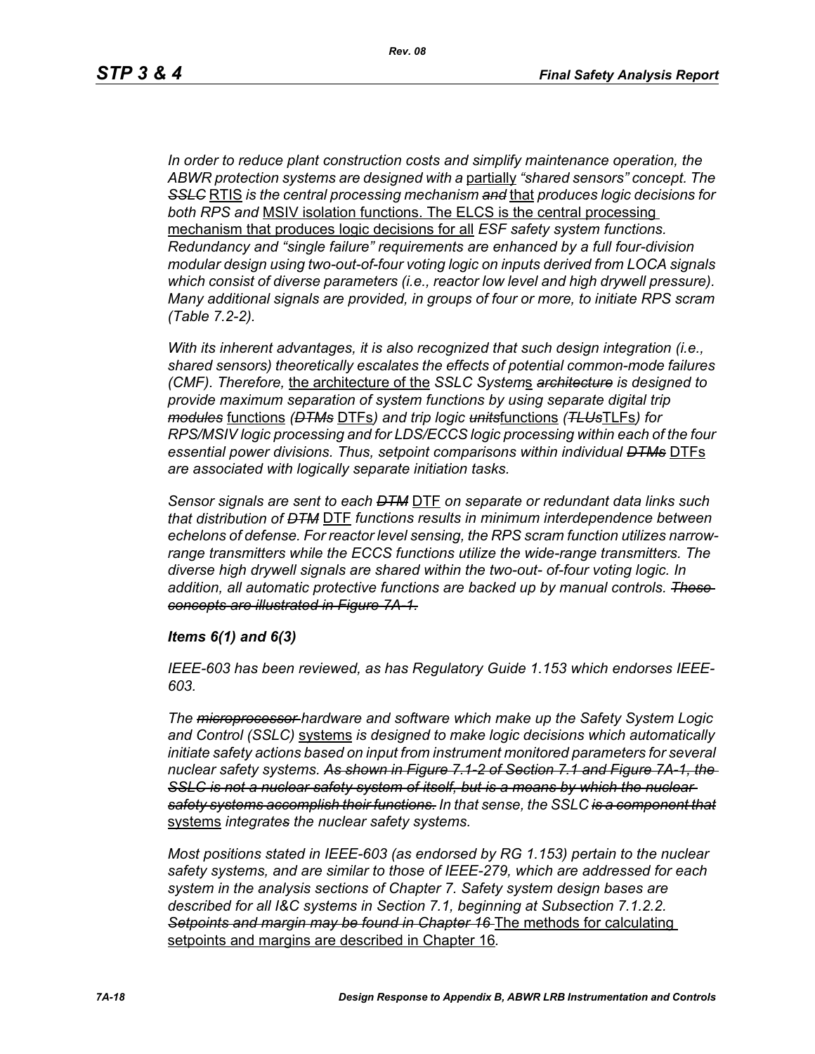*In order to reduce plant construction costs and simplify maintenance operation, the ABWR protection systems are designed with a* partially *"shared sensors" concept. The* ~~*SSLC*~~ RTIS *is the central processing mechanism* ~~*and*~~ that *produces logic decisions for both RPS and* MSIV isolation functions. The ELCS is the central processing mechanism that produces logic decisions for all *ESF safety system functions. Redundancy and "single failure" requirements are enhanced by a full four-division modular design using two-out-of-four voting logic on inputs derived from LOCA signals which consist of diverse parameters (i.e., reactor low level and high drywell pressure). Many additional signals are provided, in groups of four or more, to initiate RPS scram (Table 7.2-2).*

*With its inherent advantages, it is also recognized that such design integration (i.e., shared sensors) theoretically escalates the effects of potential common-mode failures (CMF). Therefore,* the architecture of the *SSLC System*s ~~*architecture*~~ *is designed to provide maximum separation of system functions by using separate digital trip* ~~*modules*~~ functions *(*~~*DTMs*~~ DTFs*) and trip logic* ~~*units*~~functions *(*~~*TLUs*~~TLFs*) for RPS/MSIV logic processing and for LDS/ECCS logic processing within each of the four essential power divisions. Thus, setpoint comparisons within individual* ~~*DTMs*~~ DTFs *are associated with logically separate initiation tasks.*

*Sensor signals are sent to each* ~~*DTM*~~ DTF *on separate or redundant data links such that distribution of* ~~*DTM*~~ DTF *functions results in minimum interdependence between echelons of defense. For reactor level sensing, the RPS scram function utilizes narrow-range transmitters while the ECCS functions utilize the wide-range transmitters. The diverse high drywell signals are shared within the two-out- of-four voting logic. In addition, all automatic protective functions are backed up by manual controls.* ~~*These concepts are illustrated in Figure 7A-1.*~~

***Items 6(1) and 6(3)***

*IEEE-603 has been reviewed, as has Regulatory Guide 1.153 which endorses IEEE-603.*

*The* ~~*microprocessor*~~ *hardware and software which make up the Safety System Logic and Control (SSLC)* systems *is designed to make logic decisions which automatically initiate safety actions based on input from instrument monitored parameters for several nuclear safety systems.* ~~*As shown in Figure 7.1-2 of Section 7.1 and Figure 7A-1, the SSLC is not a nuclear safety system of itself, but is a means by which the nuclear safety systems accomplish their functions.*~~ *In that sense, the SSLC* ~~*is a component that*~~ systems *integrate*~~*s*~~ *the nuclear safety systems.*

*Most positions stated in IEEE-603 (as endorsed by RG 1.153) pertain to the nuclear safety systems, and are similar to those of IEEE-279, which are addressed for each system in the analysis sections of Chapter 7. Safety system design bases are described for all I&C systems in Section 7.1, beginning at Subsection 7.1.2.2.* ~~*Setpoints and margin may be found in Chapter 16*~~ The methods for calculating setpoints and margins are described in Chapter 16.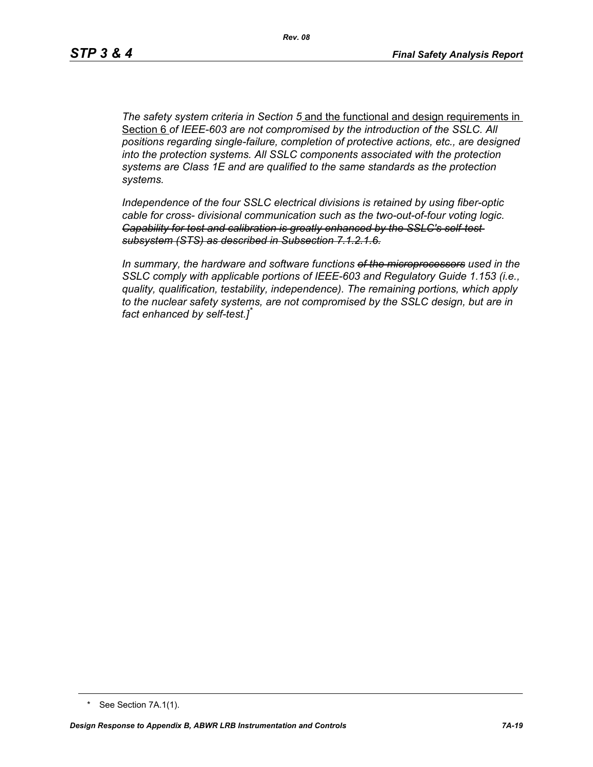*The safety system criteria in Section 5* and the functional and design requirements in Section 6 *of IEEE-603 are not compromised by the introduction of the SSLC. All positions regarding single-failure, completion of protective actions, etc., are designed into the protection systems. All SSLC components associated with the protection systems are Class 1E and are qualified to the same standards as the protection systems.*

*Independence of the four SSLC electrical divisions is retained by using fiber-optic cable for cross- divisional communication such as the two-out-of-four voting logic.* ~~*Capability for test and calibration is greatly enhanced by the SSLC's self-test subsystem (STS) as described in Subsection 7.1.2.1.6.*~~

*In summary, the hardware and software functions* ~~*of the microprocessors*~~ *used in the SSLC comply with applicable portions of IEEE-603 and Regulatory Guide 1.153 (i.e., quality, qualification, testability, independence). The remaining portions, which apply to the nuclear safety systems, are not compromised by the SSLC design, but are in fact enhanced by self-test.]*[*]

---

\* See Section 7A.1(1).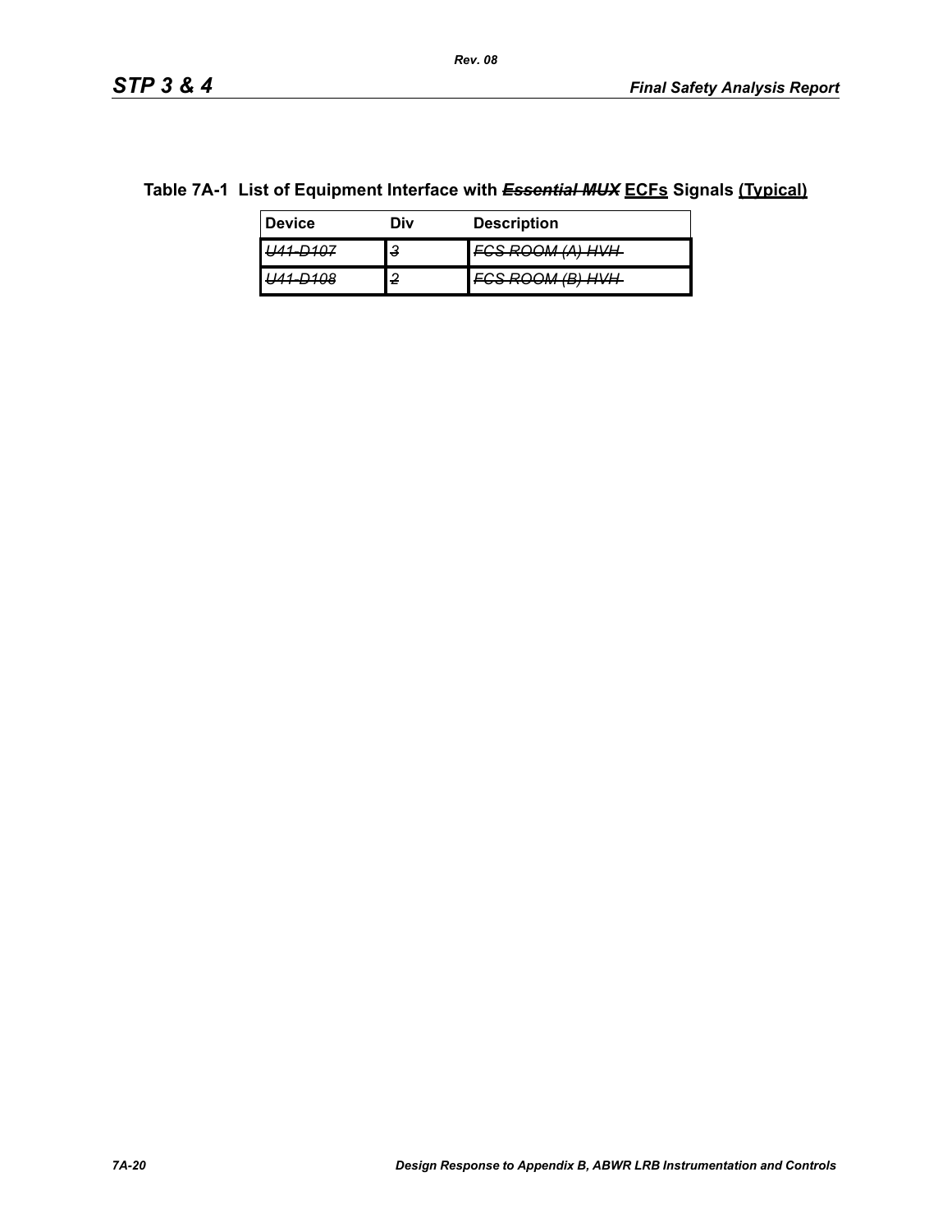## Table 7A-1 List of Equipment Interface with ~~*Essential MUX*~~ <u>ECFs</u> Signals <u>(Typical)</u>

| Device | Div | Description |
|---|---|---|
| ~~*U41-D107*~~ | ~~*3*~~ | ~~*FCS ROOM (A) HVH*~~ |
| ~~*U41-D108*~~ | ~~*2*~~ | ~~*FCS ROOM (B) HVH*~~ |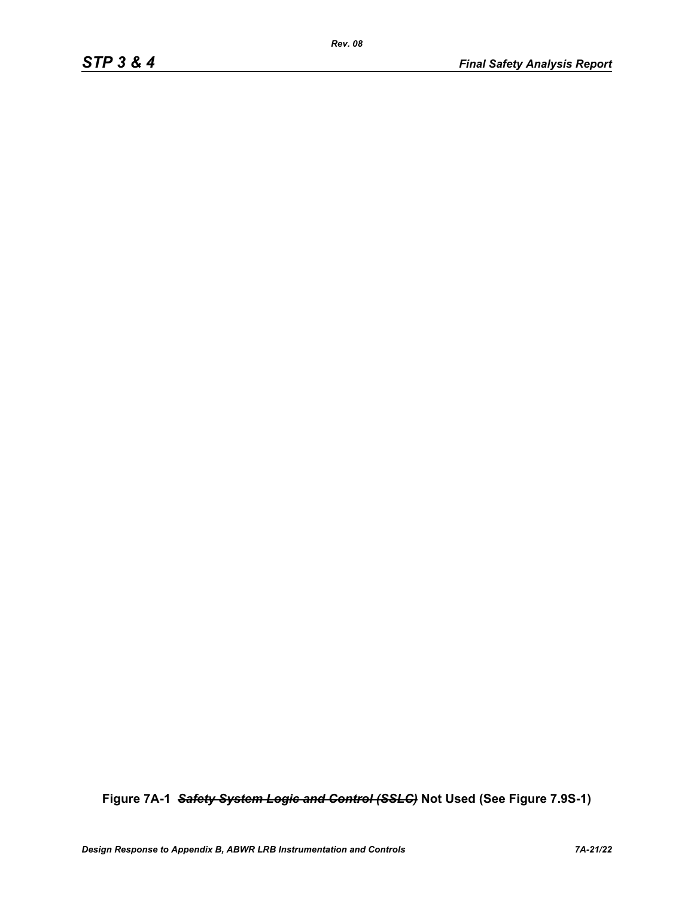**Figure 7A-1 ~~*Safety System Logic and Control (SSLC)*~~ Not Used (See Figure 7.9S-1)**